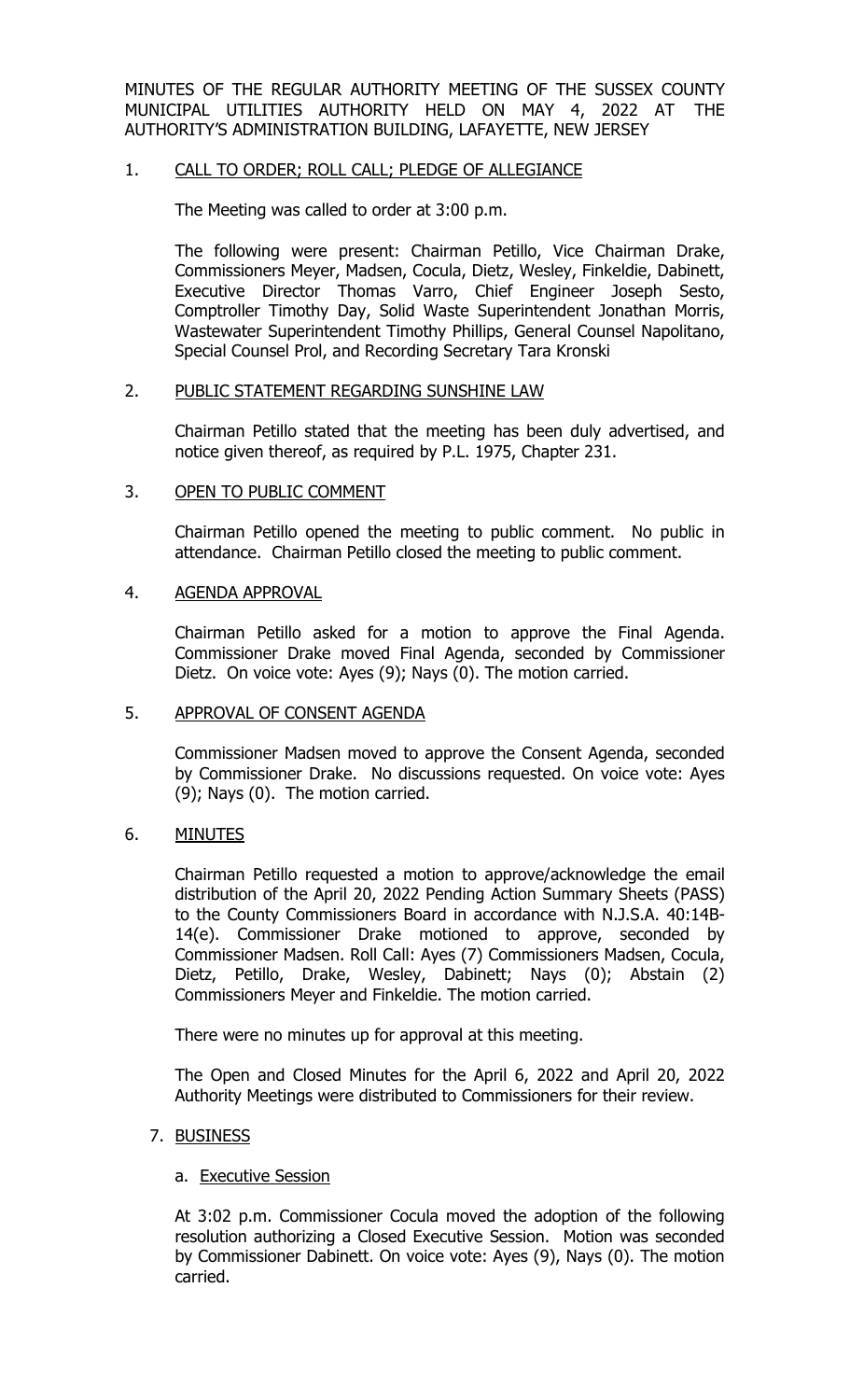MINUTES OF THE REGULAR AUTHORITY MEETING OF THE SUSSEX COUNTY MUNICIPAL UTILITIES AUTHORITY HELD ON MAY 4, 2022 AT THE AUTHORITY'S ADMINISTRATION BUILDING, LAFAYETTE, NEW JERSEY

1. <u>CALL TO ORDER; ROLL CALL; PLEDGE OF ALLEGIANCE</u>

   The Meeting was called to order at 3:00 p.m.

   The following were present: Chairman Petillo, Vice Chairman Drake, Commissioners Meyer, Madsen, Cocula, Dietz, Wesley, Finkeldie, Dabinett, Executive Director Thomas Varro, Chief Engineer Joseph Sesto, Comptroller Timothy Day, Solid Waste Superintendent Jonathan Morris, Wastewater Superintendent Timothy Phillips, General Counsel Napolitano, Special Counsel Prol, and Recording Secretary Tara Kronski

2. <u>PUBLIC STATEMENT REGARDING SUNSHINE LAW</u>

   Chairman Petillo stated that the meeting has been duly advertised, and notice given thereof, as required by P.L. 1975, Chapter 231.

3. <u>OPEN TO PUBLIC COMMENT</u>

   Chairman Petillo opened the meeting to public comment. No public in attendance. Chairman Petillo closed the meeting to public comment.

4. <u>AGENDA APPROVAL</u>

   Chairman Petillo asked for a motion to approve the Final Agenda. Commissioner Drake moved Final Agenda, seconded by Commissioner Dietz. On voice vote: Ayes (9); Nays (0). The motion carried.

5. <u>APPROVAL OF CONSENT AGENDA</u>

   Commissioner Madsen moved to approve the Consent Agenda, seconded by Commissioner Drake. No discussions requested. On voice vote: Ayes (9); Nays (0). The motion carried.

6. <u>MINUTES</u>

   Chairman Petillo requested a motion to approve/acknowledge the email distribution of the April 20, 2022 Pending Action Summary Sheets (PASS) to the County Commissioners Board in accordance with N.J.S.A. 40:14B-14(e). Commissioner Drake motioned to approve, seconded by Commissioner Madsen. Roll Call: Ayes (7) Commissioners Madsen, Cocula, Dietz, Petillo, Drake, Wesley, Dabinett; Nays (0); Abstain (2) Commissioners Meyer and Finkeldie. The motion carried.

   There were no minutes up for approval at this meeting.

   The Open and Closed Minutes for the April 6, 2022 and April 20, 2022 Authority Meetings were distributed to Commissioners for their review.

7. <u>BUSINESS</u>

   a. <u>Executive Session</u>

   At 3:02 p.m. Commissioner Cocula moved the adoption of the following resolution authorizing a Closed Executive Session. Motion was seconded by Commissioner Dabinett. On voice vote: Ayes (9), Nays (0). The motion carried.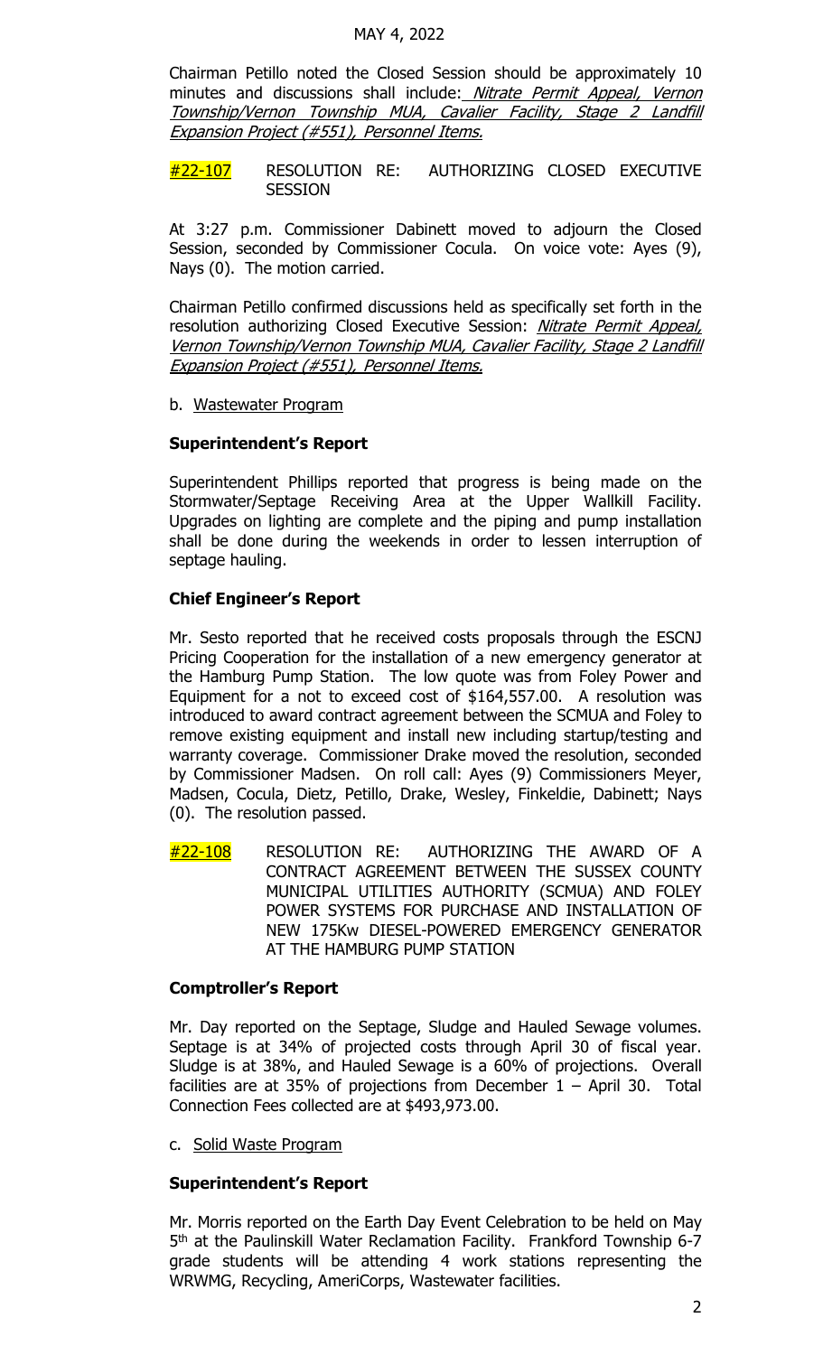MAY 4, 2022

Chairman Petillo noted the Closed Session should be approximately 10 minutes and discussions shall include: *Nitrate Permit Appeal, Vernon Township/Vernon Township MUA, Cavalier Facility, Stage 2 Landfill Expansion Project (#551), Personnel Items.*

#22-107 RESOLUTION RE: AUTHORIZING CLOSED EXECUTIVE SESSION

At 3:27 p.m. Commissioner Dabinett moved to adjourn the Closed Session, seconded by Commissioner Cocula. On voice vote: Ayes (9), Nays (0). The motion carried.

Chairman Petillo confirmed discussions held as specifically set forth in the resolution authorizing Closed Executive Session: *Nitrate Permit Appeal, Vernon Township/Vernon Township MUA, Cavalier Facility, Stage 2 Landfill Expansion Project (#551), Personnel Items.*

b. Wastewater Program

**Superintendent's Report**

Superintendent Phillips reported that progress is being made on the Stormwater/Septage Receiving Area at the Upper Wallkill Facility. Upgrades on lighting are complete and the piping and pump installation shall be done during the weekends in order to lessen interruption of septage hauling.

**Chief Engineer's Report**

Mr. Sesto reported that he received costs proposals through the ESCNJ Pricing Cooperation for the installation of a new emergency generator at the Hamburg Pump Station. The low quote was from Foley Power and Equipment for a not to exceed cost of $164,557.00. A resolution was introduced to award contract agreement between the SCMUA and Foley to remove existing equipment and install new including startup/testing and warranty coverage. Commissioner Drake moved the resolution, seconded by Commissioner Madsen. On roll call: Ayes (9) Commissioners Meyer, Madsen, Cocula, Dietz, Petillo, Drake, Wesley, Finkeldie, Dabinett; Nays (0). The resolution passed.

#22-108 RESOLUTION RE: AUTHORIZING THE AWARD OF A CONTRACT AGREEMENT BETWEEN THE SUSSEX COUNTY MUNICIPAL UTILITIES AUTHORITY (SCMUA) AND FOLEY POWER SYSTEMS FOR PURCHASE AND INSTALLATION OF NEW 175Kw DIESEL-POWERED EMERGENCY GENERATOR AT THE HAMBURG PUMP STATION

**Comptroller's Report**

Mr. Day reported on the Septage, Sludge and Hauled Sewage volumes. Septage is at 34% of projected costs through April 30 of fiscal year. Sludge is at 38%, and Hauled Sewage is a 60% of projections. Overall facilities are at 35% of projections from December 1 – April 30. Total Connection Fees collected are at $493,973.00.

c. Solid Waste Program

**Superintendent's Report**

Mr. Morris reported on the Earth Day Event Celebration to be held on May 5th at the Paulinskill Water Reclamation Facility. Frankford Township 6-7 grade students will be attending 4 work stations representing the WRWMG, Recycling, AmeriCorps, Wastewater facilities.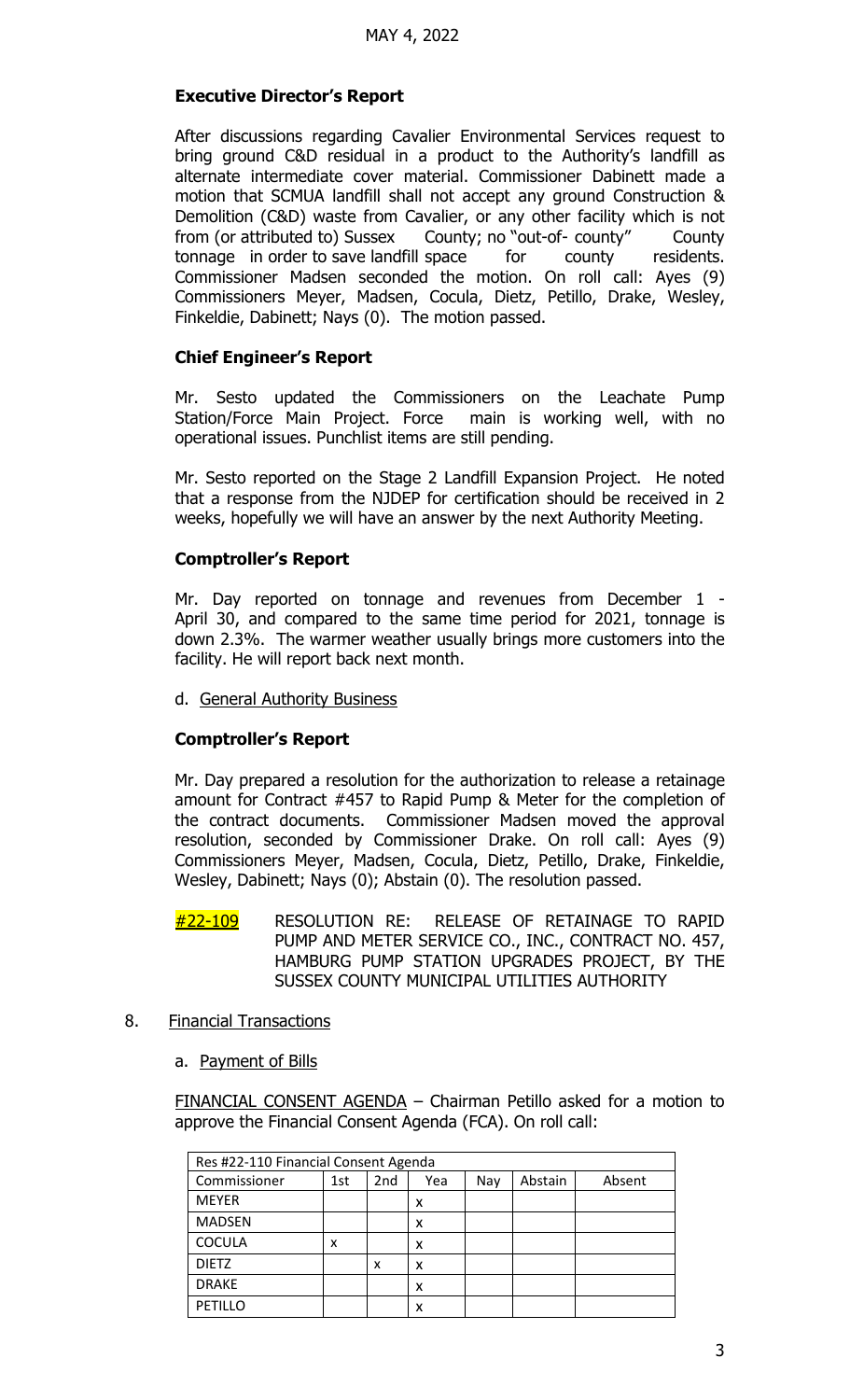MAY 4, 2022

**Executive Director's Report**

After discussions regarding Cavalier Environmental Services request to bring ground C&D residual in a product to the Authority's landfill as alternate intermediate cover material. Commissioner Dabinett made a motion that SCMUA landfill shall not accept any ground Construction & Demolition (C&D) waste from Cavalier, or any other facility which is not from (or attributed to) Sussex County; no "out-of- county" County tonnage in order to save landfill space for county residents. Commissioner Madsen seconded the motion. On roll call: Ayes (9) Commissioners Meyer, Madsen, Cocula, Dietz, Petillo, Drake, Wesley, Finkeldie, Dabinett; Nays (0). The motion passed.

**Chief Engineer's Report**

Mr. Sesto updated the Commissioners on the Leachate Pump Station/Force Main Project. Force main is working well, with no operational issues. Punchlist items are still pending.

Mr. Sesto reported on the Stage 2 Landfill Expansion Project. He noted that a response from the NJDEP for certification should be received in 2 weeks, hopefully we will have an answer by the next Authority Meeting.

**Comptroller's Report**

Mr. Day reported on tonnage and revenues from December 1 - April 30, and compared to the same time period for 2021, tonnage is down 2.3%. The warmer weather usually brings more customers into the facility. He will report back next month.

d. General Authority Business

**Comptroller's Report**

Mr. Day prepared a resolution for the authorization to release a retainage amount for Contract #457 to Rapid Pump & Meter for the completion of the contract documents. Commissioner Madsen moved the approval resolution, seconded by Commissioner Drake. On roll call: Ayes (9) Commissioners Meyer, Madsen, Cocula, Dietz, Petillo, Drake, Finkeldie, Wesley, Dabinett; Nays (0); Abstain (0). The resolution passed.

#22-109 RESOLUTION RE: RELEASE OF RETAINAGE TO RAPID PUMP AND METER SERVICE CO., INC., CONTRACT NO. 457, HAMBURG PUMP STATION UPGRADES PROJECT, BY THE SUSSEX COUNTY MUNICIPAL UTILITIES AUTHORITY

8. Financial Transactions

a. Payment of Bills

FINANCIAL CONSENT AGENDA – Chairman Petillo asked for a motion to approve the Financial Consent Agenda (FCA). On roll call:

| Res #22-110 Financial Consent Agenda | | | | | | |
|---|---|---|---|---|---|---|
| Commissioner | 1st | 2nd | Yea | Nay | Abstain | Absent |
| MEYER | | | x | | | |
| MADSEN | | | x | | | |
| COCULA | x | | x | | | |
| DIETZ | | x | x | | | |
| DRAKE | | | x | | | |
| PETILLO | | | x | | | |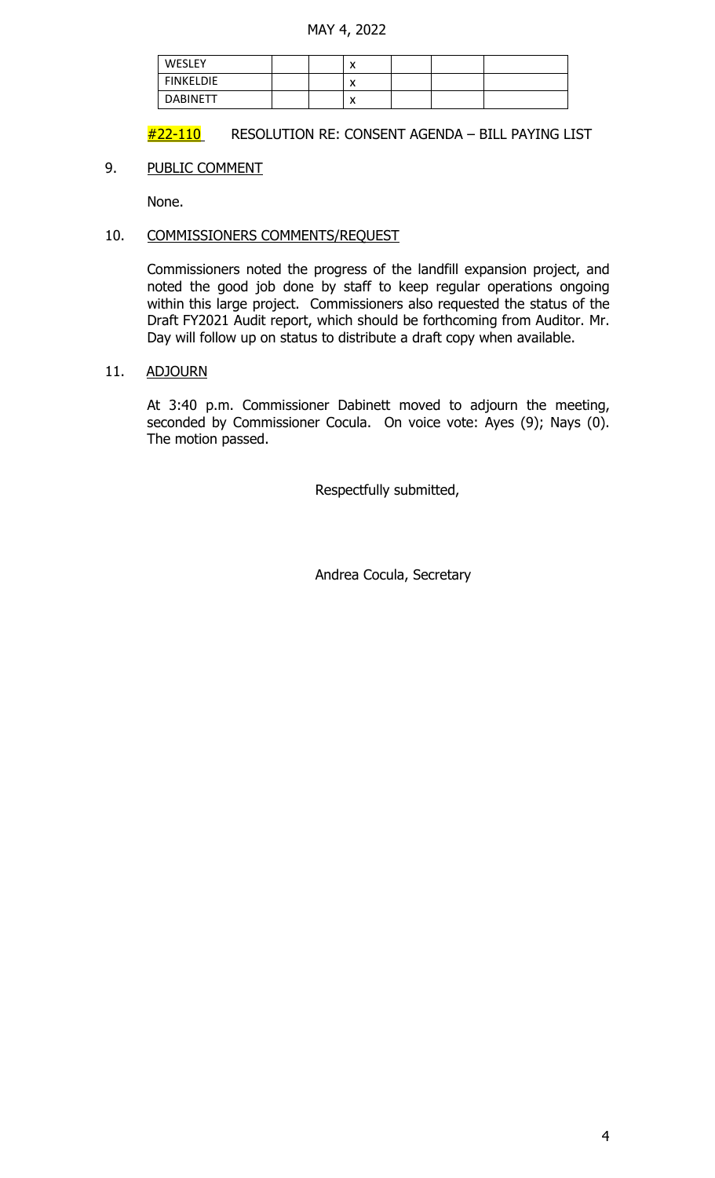| | | | | | | |
|---|---|---|---|---|---|---|
| WESLEY | | | x | | | |
| FINKELDIE | | | x | | | |
| DABINETT | | | x | | | |

#22-110 RESOLUTION RE: CONSENT AGENDA – BILL PAYING LIST

9. PUBLIC COMMENT

None.

10. COMMISSIONERS COMMENTS/REQUEST

Commissioners noted the progress of the landfill expansion project, and noted the good job done by staff to keep regular operations ongoing within this large project. Commissioners also requested the status of the Draft FY2021 Audit report, which should be forthcoming from Auditor. Mr. Day will follow up on status to distribute a draft copy when available.

11. ADJOURN

At 3:40 p.m. Commissioner Dabinett moved to adjourn the meeting, seconded by Commissioner Cocula. On voice vote: Ayes (9); Nays (0). The motion passed.

Respectfully submitted,

Andrea Cocula, Secretary